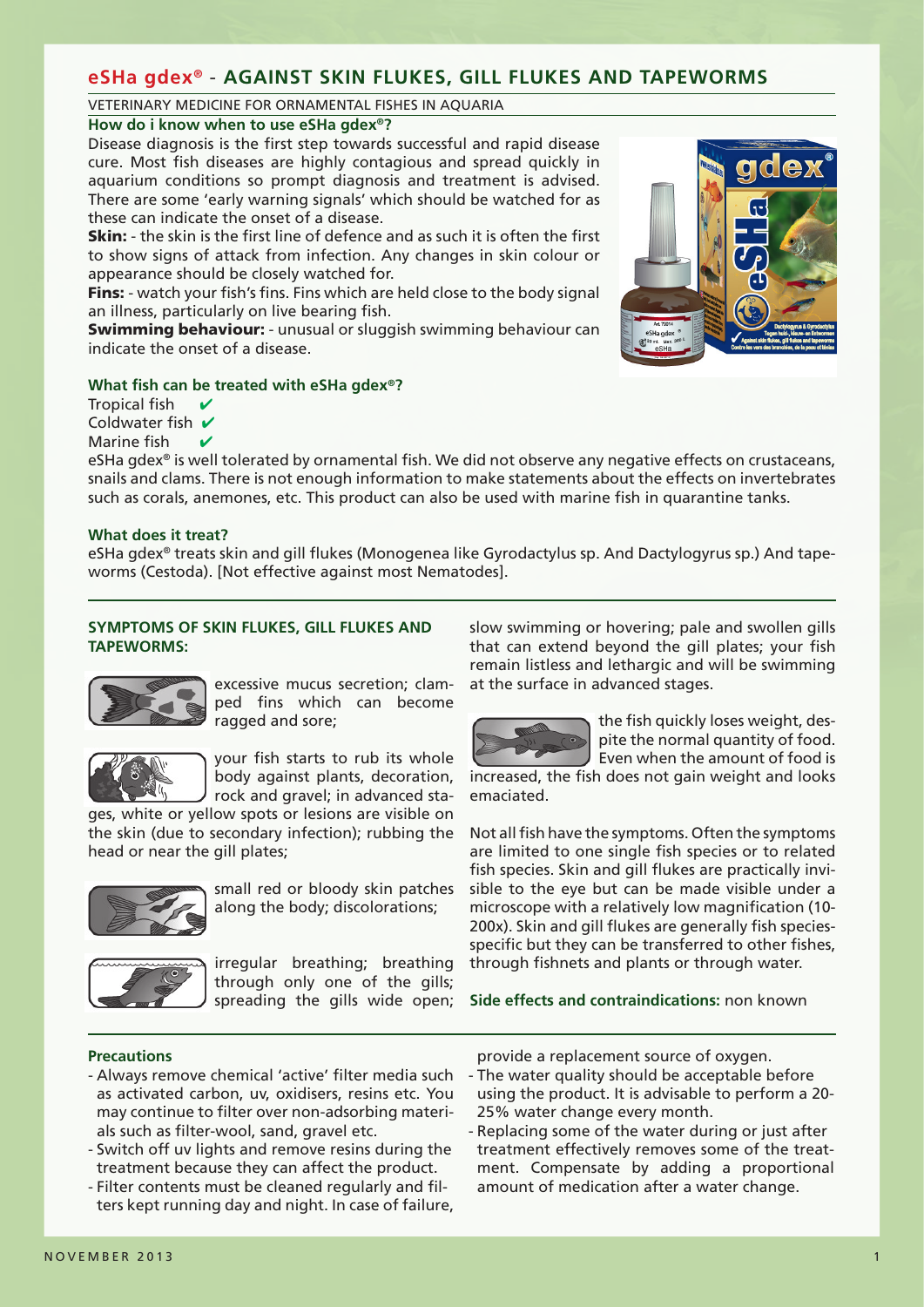## eSHa gdex® - AGAINST SKIN FLUKES, GILL FLUKES AND TAPEWORMS

VETERINARY MEDICINE FOR ORNAMENTAL FISHES IN AQUARIA

### How do i know when to use eSHa gdex®?

Disease diagnosis is the first step towards successful and rapid disease cure. Most fish diseases are highly contagious and spread quickly in aquarium conditions so prompt diagnosis and treatment is advised. There are some 'early warning signals' which should be watched for as these can indicate the onset of a disease.

**Skin:** - the skin is the first line of defence and as such it is often the first to show signs of attack from infection. Any changes in skin colour or appearance should be closely watched for.

**Fins:** - watch your fish's fins. Fins which are held close to the body signal an illness, particularly on live bearing fish.

**Swimming behaviour:** - unusual or sluggish swimming behaviour can indicate the onset of a disease.

### What fish can be treated with eSHa gdex®?

Tropical fish ✔
Coldwater fish ✔
Marine fish ✔

eSHa gdex® is well tolerated by ornamental fish. We did not observe any negative effects on crustaceans, snails and clams. There is not enough information to make statements about the effects on invertebrates such as corals, anemones, etc. This product can also be used with marine fish in quarantine tanks.

### What does it treat?

eSHa gdex® treats skin and gill flukes (Monogenea like Gyrodactylus sp. And Dactylogyrus sp.) And tapeworms (Cestoda). [Not effective against most Nematodes].

### SYMPTOMS OF SKIN FLUKES, GILL FLUKES AND TAPEWORMS:

excessive mucus secretion; clamped fins which can become ragged and sore;

your fish starts to rub its whole body against plants, decoration, rock and gravel; in advanced stages, white or yellow spots or lesions are visible on the skin (due to secondary infection); rubbing the head or near the gill plates;

small red or bloody skin patches along the body; discolorations;

irregular breathing; breathing through only one of the gills; spreading the gills wide open; slow swimming or hovering; pale and swollen gills that can extend beyond the gill plates; your fish remain listless and lethargic and will be swimming at the surface in advanced stages.

the fish quickly loses weight, despite the normal quantity of food. Even when the amount of food is increased, the fish does not gain weight and looks emaciated.

Not all fish have the symptoms. Often the symptoms are limited to one single fish species or to related fish species. Skin and gill flukes are practically invisible to the eye but can be made visible under a microscope with a relatively low magnification (10-200x). Skin and gill flukes are generally fish species-specific but they can be transferred to other fishes, through fishnets and plants or through water.

**Side effects and contraindications:** non known

### Precautions

- Always remove chemical 'active' filter media such as activated carbon, uv, oxidisers, resins etc. You may continue to filter over non-adsorbing materials such as filter-wool, sand, gravel etc.
- Switch off uv lights and remove resins during the treatment because they can affect the product.
- Filter contents must be cleaned regularly and filters kept running day and night. In case of failure, provide a replacement source of oxygen.
- The water quality should be acceptable before using the product. It is advisable to perform a 20-25% water change every month.
- Replacing some of the water during or just after treatment effectively removes some of the treatment. Compensate by adding a proportional amount of medication after a water change.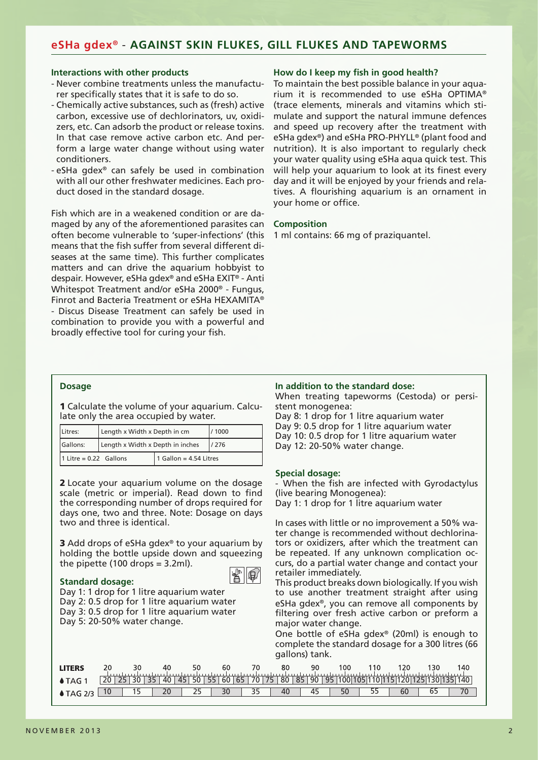## eSHa gdex® - AGAINST SKIN FLUKES, GILL FLUKES AND TAPEWORMS

### Interactions with other products

- Never combine treatments unless the manufacturer specifically states that it is safe to do so.
- Chemically active substances, such as (fresh) active carbon, excessive use of dechlorinators, uv, oxidizers, etc. Can adsorb the product or release toxins. In that case remove active carbon etc. And perform a large water change without using water conditioners.
- eSHa gdex® can safely be used in combination with all our other freshwater medicines. Each product dosed in the standard dosage.

Fish which are in a weakened condition or are damaged by any of the aforementioned parasites can often become vulnerable to 'super-infections' (this means that the fish suffer from several different diseases at the same time). This further complicates matters and can drive the aquarium hobbyist to despair. However, eSHa gdex® and eSHa EXIT® - Anti Whitespot Treatment and/or eSHa 2000® - Fungus, Finrot and Bacteria Treatment or eSHa HEXAMITA® - Discus Disease Treatment can safely be used in combination to provide you with a powerful and broadly effective tool for curing your fish.

### How do I keep my fish in good health?

To maintain the best possible balance in your aquarium it is recommended to use eSHa OPTIMA® (trace elements, minerals and vitamins which stimulate and support the natural immune defences and speed up recovery after the treatment with eSHa gdex®) and eSHa PRO-PHYLL® (plant food and nutrition). It is also important to regularly check your water quality using eSHa aqua quick test. This will help your aquarium to look at its finest every day and it will be enjoyed by your friends and relatives. A flourishing aquarium is an ornament in your home or office.

### Composition

1 ml contains: 66 mg of praziquantel.

### Dosage

**1** Calculate the volume of your aquarium. Calculate only the area occupied by water.

| Litres: | Length x Width x Depth in cm | / 1000 |
|---|---|---|
| Gallons: | Length x Width x Depth in inches | / 276 |
| 1 Litre = 0.22 Gallons | 1 Gallon = 4.54 Litres | |

**2** Locate your aquarium volume on the dosage scale (metric or imperial). Read down to find the corresponding number of drops required for days one, two and three. Note: Dosage on days two and three is identical.

**3** Add drops of eSHa gdex® to your aquarium by holding the bottle upside down and squeezing the pipette (100 drops = 3.2ml).

**Standard dosage:**

Day 1: 1 drop for 1 litre aquarium water
Day 2: 0.5 drop for 1 litre aquarium water
Day 3: 0.5 drop for 1 litre aquarium water
Day 5: 20-50% water change.

**In addition to the standard dose:**

When treating tapeworms (Cestoda) or persistent monogenea:
Day 8: 1 drop for 1 litre aquarium water
Day 9: 0.5 drop for 1 litre aquarium water
Day 10: 0.5 drop for 1 litre aquarium water
Day 12: 20-50% water change.

**Special dosage:**

- When the fish are infected with Gyrodactylus (live bearing Monogenea):
Day 1: 1 drop for 1 litre aquarium water

In cases with little or no improvement a 50% water change is recommended without dechlorinators or oxidizers, after which the treatment can be repeated. If any unknown complication occurs, do a partial water change and contact your retailer immediately.

This product breaks down biologically. If you wish to use another treatment straight after using eSHa gdex®, you can remove all components by filtering over fresh active carbon or preform a major water change.

One bottle of eSHa gdex® (20ml) is enough to complete the standard dosage for a 300 litres (66 gallons) tank.

| LITERS | 20 | 30 | 40 | 50 | 60 | 70 | 80 | 90 | 100 | 110 | 120 | 130 | 140 |
|---|---|---|---|---|---|---|---|---|---|---|---|---|---|
| TAG 1 | 20 \| 25 | 30 \| 35 | 40 \| 45 | 50 \| 55 | 60 \| 65 | 70 \| 75 | 80 \| 85 | 90 \| 95 | 100 \| 105 | 110 \| 115 | 120 \| 125 | 130 \| 135 | 140 |
| TAG 2/3 | 10 | 15 | 20 | 25 | 30 | 35 | 40 | 45 | 50 | 55 | 60 | 65 | 70 |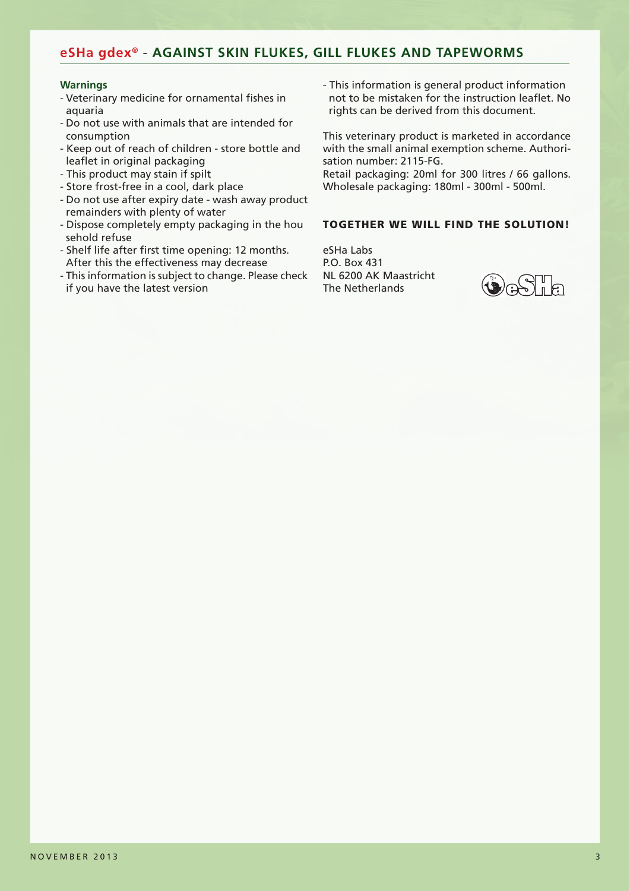## eSHa gdex® - AGAINST SKIN FLUKES, GILL FLUKES AND TAPEWORMS

**Warnings**

- Veterinary medicine for ornamental fishes in aquaria
- Do not use with animals that are intended for consumption
- Keep out of reach of children - store bottle and leaflet in original packaging
- This product may stain if spilt
- Store frost-free in a cool, dark place
- Do not use after expiry date - wash away product remainders with plenty of water
- Dispose completely empty packaging in the household refuse
- Shelf life after first time opening: 12 months. After this the effectiveness may decrease
- This information is subject to change. Please check if you have the latest version
- This information is general product information not to be mistaken for the instruction leaflet. No rights can be derived from this document.

This veterinary product is marketed in accordance with the small animal exemption scheme. Authorisation number: 2115-FG.
Retail packaging: 20ml for 300 litres / 66 gallons.
Wholesale packaging: 180ml - 300ml - 500ml.

**TOGETHER WE WILL FIND THE SOLUTION!**

eSHa Labs
P.O. Box 431
NL 6200 AK Maastricht
The Netherlands

eSHa